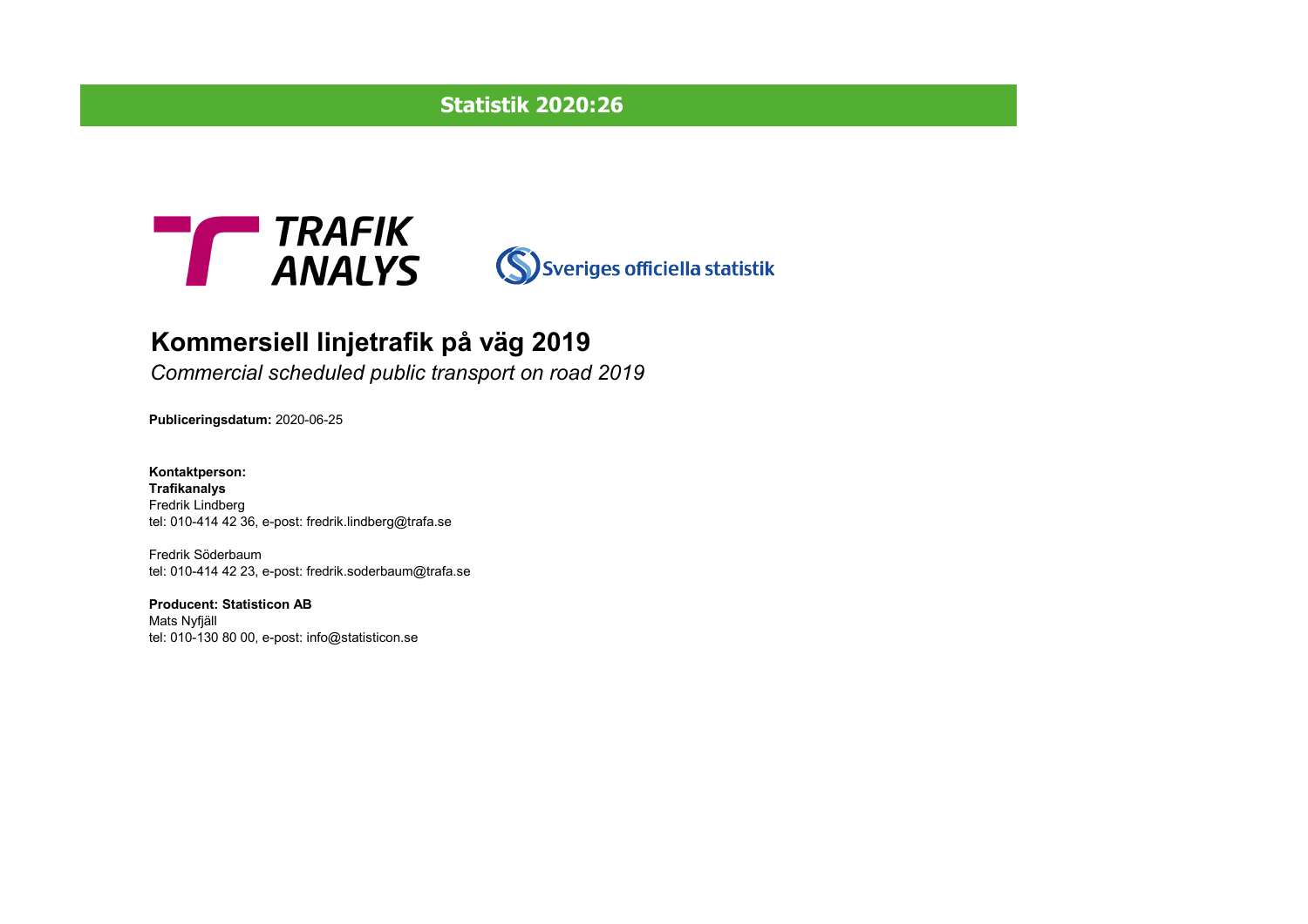**Statistik 2020:26**

TRAFIK ANALYS

Sveriges officiella statistik

# Kommersiell linjetrafik på väg 2019

*Commercial scheduled public transport on road 2019*

**Publiceringsdatum:** 2020-06-25

**Kontaktperson:**
**Trafikanalys**
Fredrik Lindberg
tel: 010-414 42 36, e-post: fredrik.lindberg@trafa.se

Fredrik Söderbaum
tel: 010-414 42 23, e-post: fredrik.soderbaum@trafa.se

**Producent: Statisticon AB**
Mats Nyfjäll
tel: 010-130 80 00, e-post: info@statisticon.se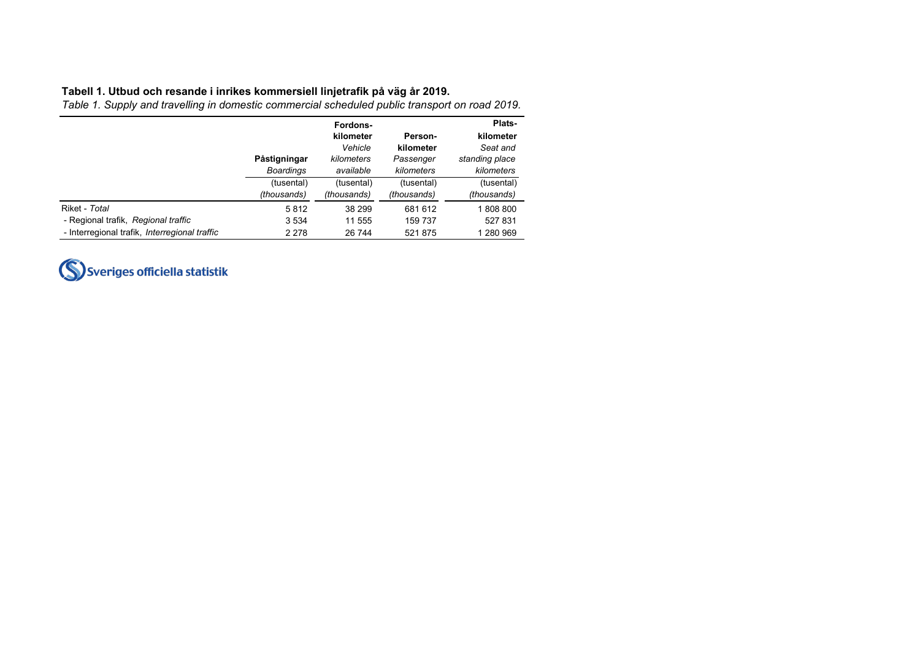**Tabell 1. Utbud och resande i inrikes kommersiell linjetrafik på väg år 2019.**
*Table 1. Supply and travelling in domestic commercial scheduled public transport on road 2019.*

| | **Påstigningar** *Boardings* (tusental) *(thousands)* | **Fordons-kilometer** *Vehicle kilometers available* (tusental) *(thousands)* | **Person-kilometer** *Passenger kilometers* (tusental) *(thousands)* | **Plats-kilometer** *Seat and standing place kilometers* (tusental) *(thousands)* |
|---|---|---|---|---|
| Riket - *Total* | 5 812 | 38 299 | 681 612 | 1 808 800 |
| - Regional trafik, *Regional traffic* | 3 534 | 11 555 | 159 737 | 527 831 |
| - Interregional trafik, *Interregional traffic* | 2 278 | 26 744 | 521 875 | 1 280 969 |

Sveriges officiella statistik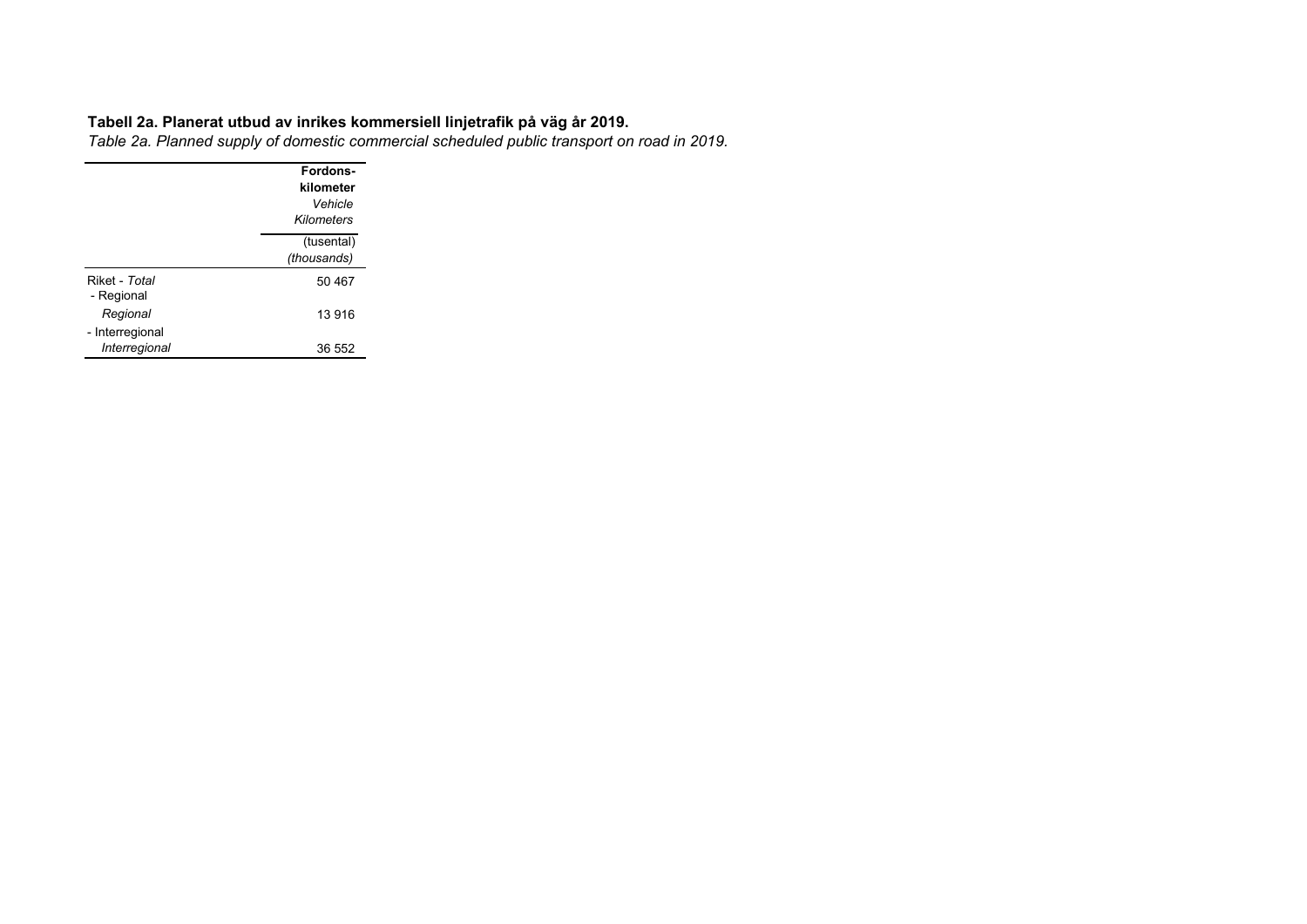**Tabell 2a. Planerat utbud av inrikes kommersiell linjetrafik på väg år 2019.**

*Table 2a. Planned supply of domestic commercial scheduled public transport on road in 2019.*

| | **Fordons-kilometer** *Vehicle Kilometers* (tusental) *(thousands)* |
|---|---|
| Riket - *Total* | 50 467 |
| - Regional *Regional* | 13 916 |
| - Interregional *Interregional* | 36 552 |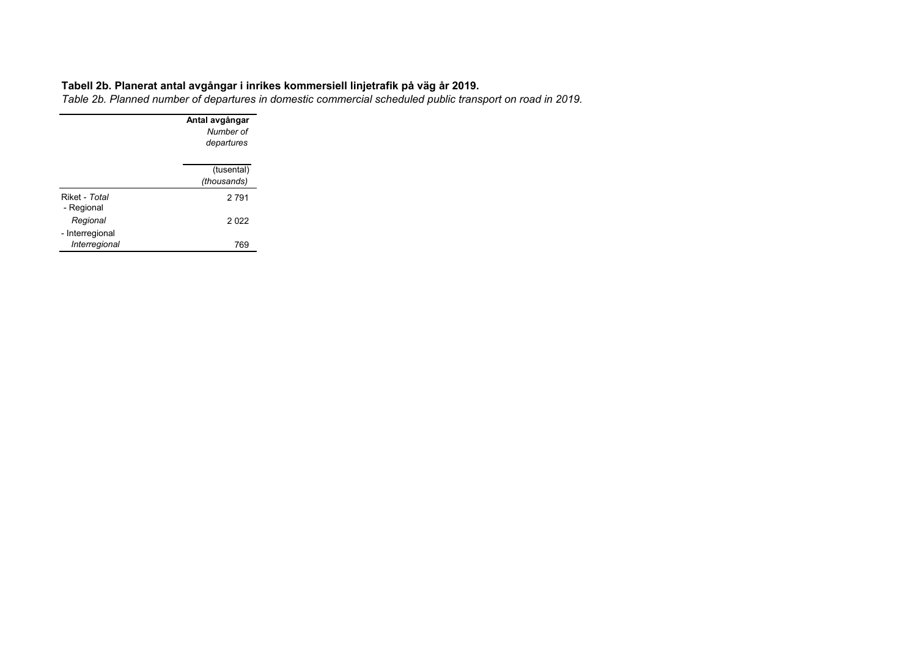**Tabell 2b. Planerat antal avgångar i inrikes kommersiell linjetrafik på väg år 2019.**
*Table 2b. Planned number of departures in domestic commercial scheduled public transport on road in 2019.*

| | **Antal avgångar** *Number of departures* |
|---|---|
| | (tusental) *(thousands)* |
| Riket - *Total* | 2 791 |
| - Regional *Regional* | 2 022 |
| - Interregional *Interregional* | 769 |